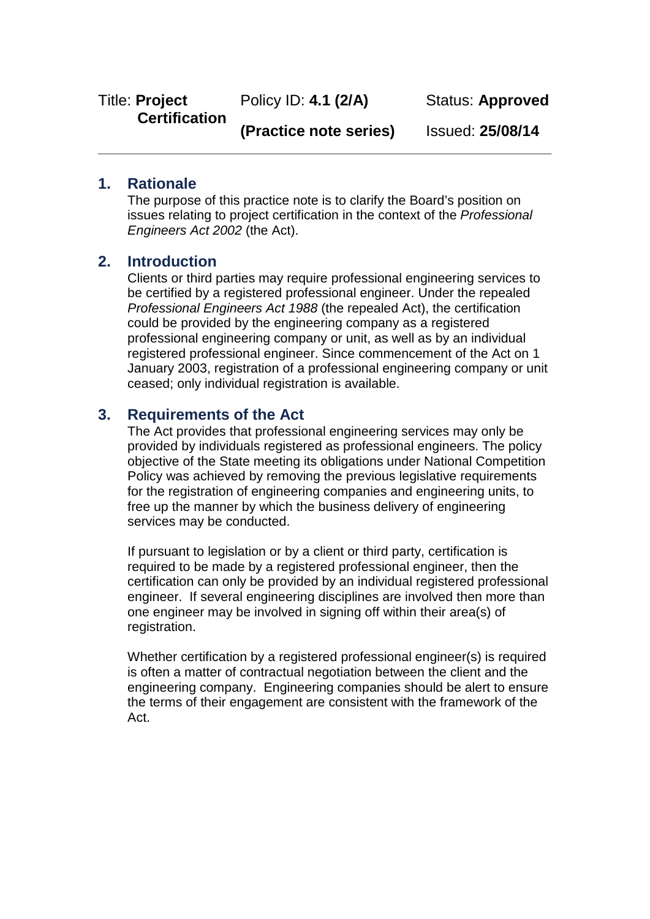Title: **Project Certification** | Policy ID: **4.1 (2/A)** **(Practice note series)** | Status: **Approved** Issued: **25/08/14**

---

## 1. Rationale

The purpose of this practice note is to clarify the Board's position on issues relating to project certification in the context of the *Professional Engineers Act 2002* (the Act).

## 2. Introduction

Clients or third parties may require professional engineering services to be certified by a registered professional engineer. Under the repealed *Professional Engineers Act 1988* (the repealed Act), the certification could be provided by the engineering company as a registered professional engineering company or unit, as well as by an individual registered professional engineer. Since commencement of the Act on 1 January 2003, registration of a professional engineering company or unit ceased; only individual registration is available.

## 3. Requirements of the Act

The Act provides that professional engineering services may only be provided by individuals registered as professional engineers. The policy objective of the State meeting its obligations under National Competition Policy was achieved by removing the previous legislative requirements for the registration of engineering companies and engineering units, to free up the manner by which the business delivery of engineering services may be conducted.

If pursuant to legislation or by a client or third party, certification is required to be made by a registered professional engineer, then the certification can only be provided by an individual registered professional engineer. If several engineering disciplines are involved then more than one engineer may be involved in signing off within their area(s) of registration.

Whether certification by a registered professional engineer(s) is required is often a matter of contractual negotiation between the client and the engineering company. Engineering companies should be alert to ensure the terms of their engagement are consistent with the framework of the Act.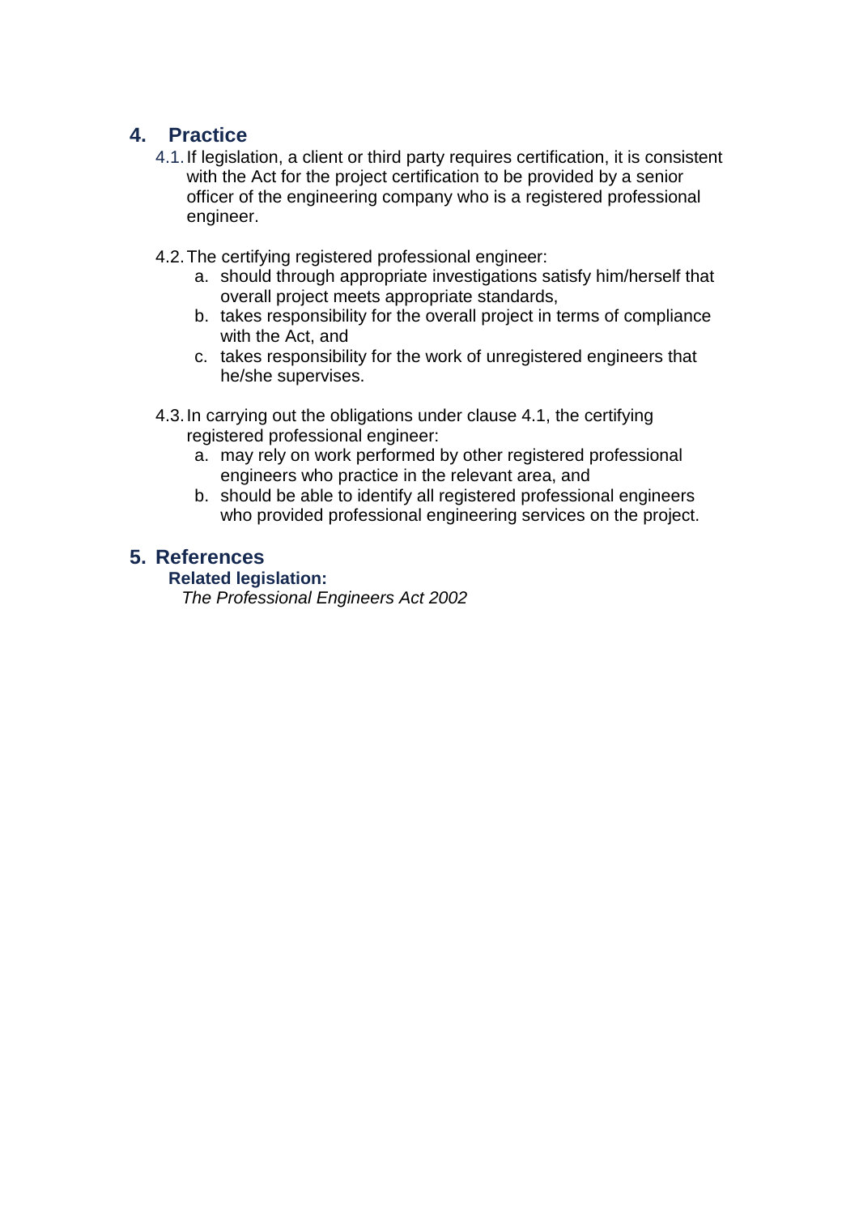## 4. Practice

4.1. If legislation, a client or third party requires certification, it is consistent with the Act for the project certification to be provided by a senior officer of the engineering company who is a registered professional engineer.

4.2. The certifying registered professional engineer:

   a. should through appropriate investigations satisfy him/herself that overall project meets appropriate standards,
   b. takes responsibility for the overall project in terms of compliance with the Act, and
   c. takes responsibility for the work of unregistered engineers that he/she supervises.

4.3. In carrying out the obligations under clause 4.1, the certifying registered professional engineer:

   a. may rely on work performed by other registered professional engineers who practice in the relevant area, and
   b. should be able to identify all registered professional engineers who provided professional engineering services on the project.

## 5. References

**Related legislation:**

*The Professional Engineers Act 2002*